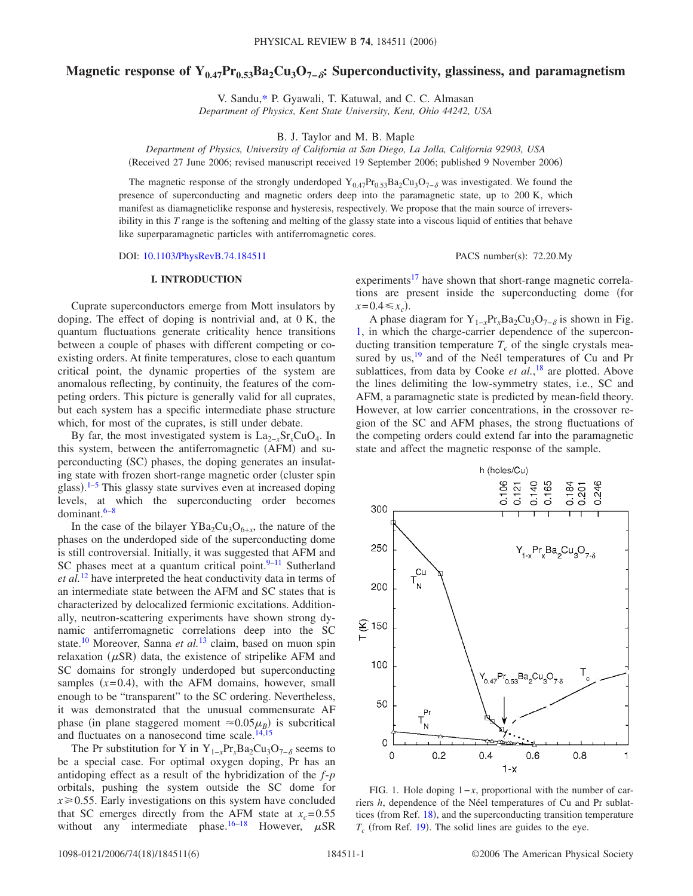# Magnetic response of $Y_{0.47}Pr_{0.53}Ba_2Cu_3O_{7-\delta}$: Superconductivity, glassiness, and paramagnetism

V. Sandu,* P. Gyawali, T. Katuwal, and C. C. Almasan

*Department of Physics, Kent State University, Kent, Ohio 44242, USA*

B. J. Taylor and M. B. Maple

*Department of Physics, University of California at San Diego, La Jolla, California 92903, USA*

(Received 27 June 2006; revised manuscript received 19 September 2006; published 9 November 2006)

The magnetic response of the strongly underdoped $Y_{0.47}Pr_{0.53}Ba_2Cu_3O_{7-\delta}$ was investigated. We found the presence of superconducting and magnetic orders deep into the paramagnetic state, up to 200 K, which manifest as diamagneticlike response and hysteresis, respectively. We propose that the main source of irreversibility in this $T$ range is the softening and melting of the glassy state into a viscous liquid of entities that behave like superparamagnetic particles with antiferromagnetic cores.

DOI: 10.1103/PhysRevB.74.184511

PACS number(s): 72.20.My

## I. INTRODUCTION

Cuprate superconductors emerge from Mott insulators by doping. The effect of doping is nontrivial and, at 0 K, the quantum fluctuations generate criticality hence transitions between a couple of phases with different competing or coexisting orders. At finite temperatures, close to each quantum critical point, the dynamic properties of the system are anomalous reflecting, by continuity, the features of the competing orders. This picture is generally valid for all cuprates, but each system has a specific intermediate phase structure which, for most of the cuprates, is still under debate.

By far, the most investigated system is $La_{2-x}Sr_xCuO_4$. In this system, between the antiferromagnetic (AFM) and superconducting (SC) phases, the doping generates an insulating state with frozen short-range magnetic order (cluster spin glass).[1–5] This glassy state survives even at increased doping levels, at which the superconducting order becomes dominant.[6–8]

In the case of the bilayer $YBa_2Cu_3O_{6+x}$, the nature of the phases on the underdoped side of the superconducting dome is still controversial. Initially, it was suggested that AFM and SC phases meet at a quantum critical point.[9–11] Sutherland *et al.*[12] have interpreted the heat conductivity data in terms of an intermediate state between the AFM and SC states that is characterized by delocalized fermionic excitations. Additionally, neutron-scattering experiments have shown strong dynamic antiferromagnetic correlations deep into the SC state.[10] Moreover, Sanna *et al.*[13] claim, based on muon spin relaxation ($\mu$SR) data, the existence of stripelike AFM and SC domains for strongly underdoped but superconducting samples ($x=0.4$), with the AFM domains, however, small enough to be "transparent" to the SC ordering. Nevertheless, it was demonstrated that the unusual commensurate AF phase (in plane staggered moment $\approx 0.05\mu_B$) is subcritical and fluctuates on a nanosecond time scale.[14,15]

The Pr substitution for Y in $Y_{1-x}Pr_xBa_2Cu_3O_{7-\delta}$ seems to be a special case. For optimal oxygen doping, Pr has an antidoping effect as a result of the hybridization of the $f$-$p$ orbitals, pushing the system outside the SC dome for $x \geq 0.55$. Early investigations on this system have concluded that SC emerges directly from the AFM state at $x_c=0.55$ without any intermediate phase.[16–18] However, $\mu$SR experiments[17] have shown that short-range magnetic correlations are present inside the superconducting dome (for $x=0.4 \leq x_c$).

A phase diagram for $Y_{1-x}Pr_xBa_2Cu_3O_{7-\delta}$ is shown in Fig. 1, in which the charge-carrier dependence of the superconducting transition temperature $T_c$ of the single crystals measured by us,[19] and of the Neél temperatures of Cu and Pr sublattices, from data by Cooke *et al.*,[18] are plotted. Above the lines delimiting the low-symmetry states, i.e., SC and AFM, a paramagnetic state is predicted by mean-field theory. However, at low carrier concentrations, in the crossover region of the SC and AFM phases, the strong fluctuations of the competing orders could extend far into the paramagnetic state and affect the magnetic response of the sample.

FIG. 1. Hole doping $1-x$, proportional with the number of carriers $h$, dependence of the Néel temperatures of Cu and Pr sublattices (from Ref. 18), and the superconducting transition temperature $T_c$ (from Ref. 19). The solid lines are guides to the eye.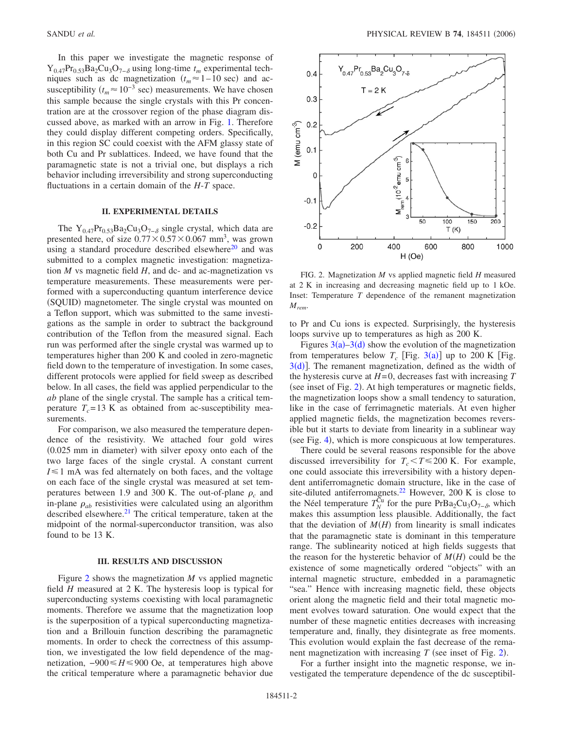In this paper we investigate the magnetic response of $Y_{0.47}Pr_{0.53}Ba_2Cu_3O_{7-\delta}$ using long-time $t_m$ experimental techniques such as dc magnetization ($t_m \approx 1-10$ sec) and ac-susceptibility ($t_m \approx 10^{-3}$ sec) measurements. We have chosen this sample because the single crystals with this Pr concentration are at the crossover region of the phase diagram discussed above, as marked with an arrow in Fig. 1. Therefore they could display different competing orders. Specifically, in this region SC could coexist with the AFM glassy state of both Cu and Pr sublattices. Indeed, we have found that the paramagnetic state is not a trivial one, but displays a rich behavior including irreversibility and strong superconducting fluctuations in a certain domain of the $H$-$T$ space.

## II. EXPERIMENTAL DETAILS

The $Y_{0.47}Pr_{0.53}Ba_2Cu_3O_{7-\delta}$ single crystal, which data are presented here, of size $0.77 \times 0.57 \times 0.067$ mm$^3$, was grown using a standard procedure described elsewhere[20] and was submitted to a complex magnetic investigation: magnetization $M$ vs magnetic field $H$, and dc- and ac-magnetization vs temperature measurements. These measurements were performed with a superconducting quantum interference device (SQUID) magnetometer. The single crystal was mounted on a Teflon support, which was submitted to the same investigations as the sample in order to subtract the background contribution of the Teflon from the measured signal. Each run was performed after the single crystal was warmed up to temperatures higher than 200 K and cooled in zero-magnetic field down to the temperature of investigation. In some cases, different protocols were applied for field sweep as described below. In all cases, the field was applied perpendicular to the $ab$ plane of the single crystal. The sample has a critical temperature $T_c = 13$ K as obtained from ac-susceptibility measurements.

For comparison, we also measured the temperature dependence of the resistivity. We attached four gold wires (0.025 mm in diameter) with silver epoxy onto each of the two large faces of the single crystal. A constant current $I \leq 1$ mA was fed alternately on both faces, and the voltage on each face of the single crystal was measured at set temperatures between 1.9 and 300 K. The out-of-plane $\rho_c$ and in-plane $\rho_{ab}$ resistivities were calculated using an algorithm described elsewhere.[21] The critical temperature, taken at the midpoint of the normal-superconductor transition, was also found to be 13 K.

## III. RESULTS AND DISCUSSION

Figure 2 shows the magnetization $M$ vs applied magnetic field $H$ measured at 2 K. The hysteresis loop is typical for superconducting systems coexisting with local paramagnetic moments. Therefore we assume that the magnetization loop is the superposition of a typical superconducting magnetization and a Brillouin function describing the paramagnetic moments. In order to check the correctness of this assumption, we investigated the low field dependence of the magnetization, $-900 \leq H \leq 900$ Oe, at temperatures high above the critical temperature where a paramagnetic behavior due

FIG. 2. Magnetization $M$ vs applied magnetic field $H$ measured at 2 K in increasing and decreasing magnetic field up to 1 kOe. Inset: Temperature $T$ dependence of the remanent magnetization $M_{rem}$.

to Pr and Cu ions is expected. Surprisingly, the hysteresis loops survive up to temperatures as high as 200 K.

Figures 3(a)–3(d) show the evolution of the magnetization from temperatures below $T_c$ [Fig. 3(a)] up to 200 K [Fig. 3(d)]. The remanent magnetization, defined as the width of the hysteresis curve at $H=0$, decreases fast with increasing $T$ (see inset of Fig. 2). At high temperatures or magnetic fields, the magnetization loops show a small tendency to saturation, like in the case of ferrimagnetic materials. At even higher applied magnetic fields, the magnetization becomes reversible but it starts to deviate from linearity in a sublinear way (see Fig. 4), which is more conspicuous at low temperatures.

There could be several reasons responsible for the above discussed irreversibility for $T_c < T \leq 200$ K. For example, one could associate this irreversibility with a history dependent antiferromagnetic domain structure, like in the case of site-diluted antiferromagnets.[22] However, 200 K is close to the Néel temperature $T_N^{Cu}$ for the pure $PrBa_2Cu_3O_{7-\delta}$, which makes this assumption less plausible. Additionally, the fact that the deviation of $M(H)$ from linearity is small indicates that the paramagnetic state is dominant in this temperature range. The sublinearity noticed at high fields suggests that the reason for the hysteretic behavior of $M(H)$ could be the existence of some magnetically ordered "objects" with an internal magnetic structure, embedded in a paramagnetic "sea." Hence with increasing magnetic field, these objects orient along the magnetic field and their total magnetic moment evolves toward saturation. One would expect that the number of these magnetic entities decreases with increasing temperature and, finally, they disintegrate as free moments. This evolution would explain the fast decrease of the remanent magnetization with increasing $T$ (see inset of Fig. 2).

For a further insight into the magnetic response, we investigated the temperature dependence of the dc susceptibil-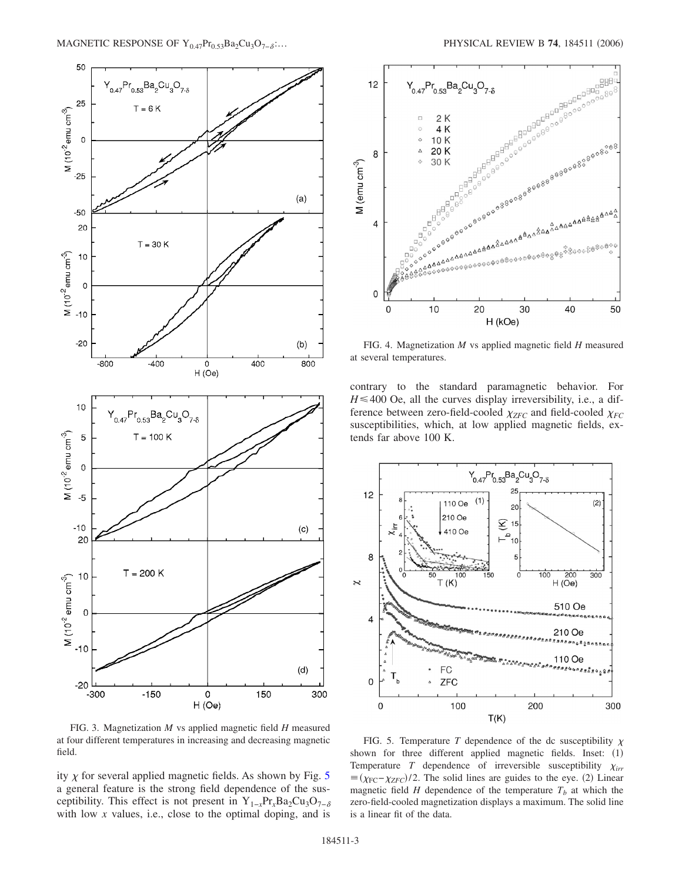FIG. 3. Magnetization $M$ vs applied magnetic field $H$ measured at four different temperatures in increasing and decreasing magnetic field.

ity $\chi$ for several applied magnetic fields. As shown by Fig. 5 a general feature is the strong field dependence of the susceptibility. This effect is not present in $Y_{1-x}Pr_xBa_2Cu_3O_{7-\delta}$ with low $x$ values, i.e., close to the optimal doping, and is contrary to the standard paramagnetic behavior. For $H \leqslant 400$ Oe, all the curves display irreversibility, i.e., a difference between zero-field-cooled $\chi_{ZFC}$ and field-cooled $\chi_{FC}$ susceptibilities, which, at low applied magnetic fields, extends far above 100 K.

FIG. 4. Magnetization $M$ vs applied magnetic field $H$ measured at several temperatures.

FIG. 5. Temperature $T$ dependence of the dc susceptibility $\chi$ shown for three different applied magnetic fields. Inset: (1) Temperature $T$ dependence of irreversible susceptibility $\chi_{irr} \equiv (\chi_{FC} - \chi_{ZFC})/2$. The solid lines are guides to the eye. (2) Linear magnetic field $H$ dependence of the temperature $T_b$ at which the zero-field-cooled magnetization displays a maximum. The solid line is a linear fit of the data.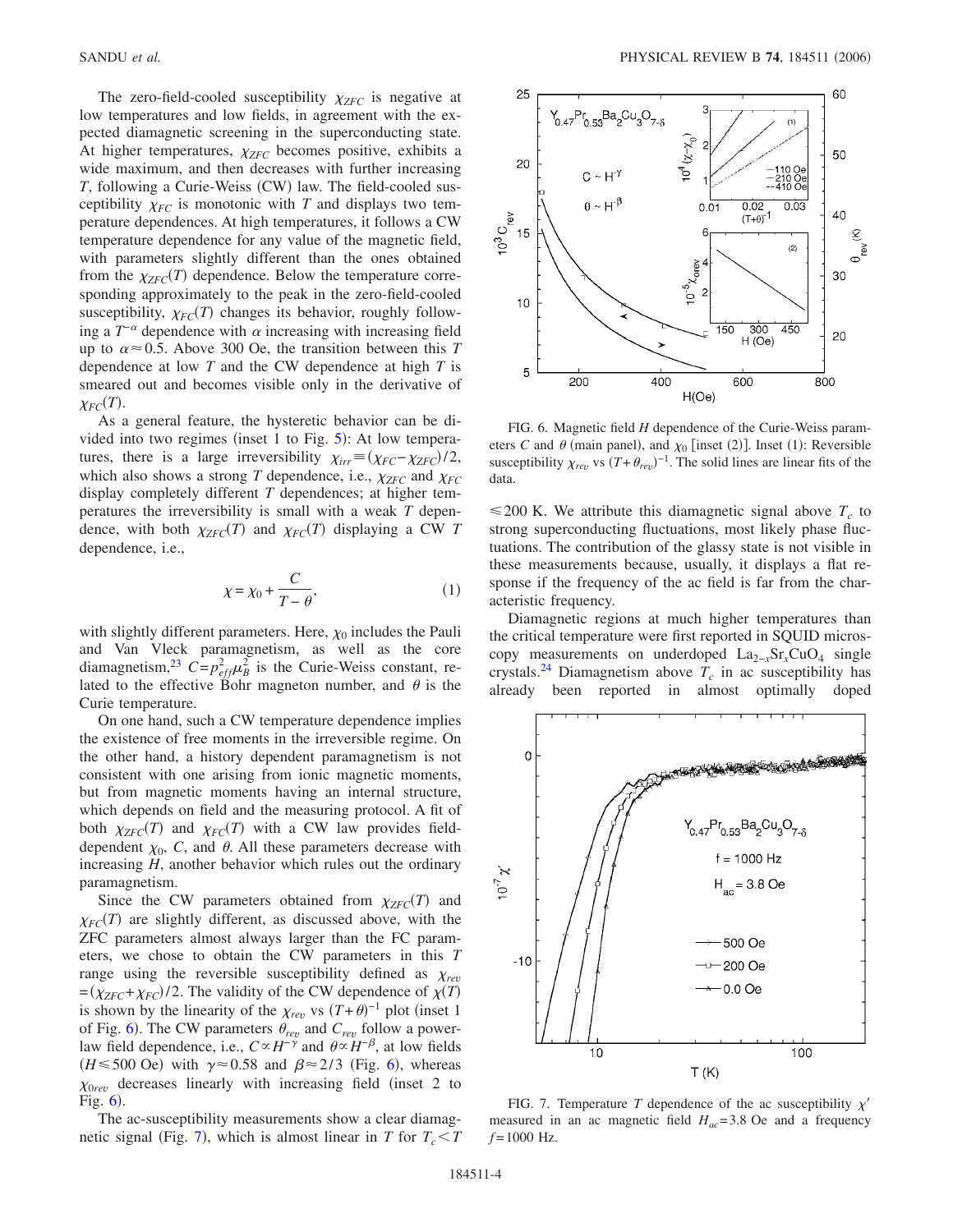The zero-field-cooled susceptibility $\chi_{ZFC}$ is negative at low temperatures and low fields, in agreement with the expected diamagnetic screening in the superconducting state. At higher temperatures, $\chi_{ZFC}$ becomes positive, exhibits a wide maximum, and then decreases with further increasing $T$, following a Curie-Weiss (CW) law. The field-cooled susceptibility $\chi_{FC}$ is monotonic with $T$ and displays two temperature dependences. At high temperatures, it follows a CW temperature dependence for any value of the magnetic field, with parameters slightly different than the ones obtained from the $\chi_{ZFC}(T)$ dependence. Below the temperature corresponding approximately to the peak in the zero-field-cooled susceptibility, $\chi_{FC}(T)$ changes its behavior, roughly following a $T^{-\alpha}$ dependence with $\alpha$ increasing with increasing field up to $\alpha \approx 0.5$. Above 300 Oe, the transition between this $T$ dependence at low $T$ and the CW dependence at high $T$ is smeared out and becomes visible only in the derivative of $\chi_{FC}(T)$.

As a general feature, the hysteretic behavior can be divided into two regimes (inset 1 to Fig. 5): At low temperatures, there is a large irreversibility $\chi_{irr} \equiv (\chi_{FC} - \chi_{ZFC})/2$, which also shows a strong $T$ dependence, i.e., $\chi_{ZFC}$ and $\chi_{FC}$ display completely different $T$ dependences; at higher temperatures the irreversibility is small with a weak $T$ dependence, with both $\chi_{ZFC}(T)$ and $\chi_{FC}(T)$ displaying a CW $T$ dependence, i.e.,

$$\chi = \chi_0 + \frac{C}{T - \theta}, \tag{1}$$

with slightly different parameters. Here, $\chi_0$ includes the Pauli and Van Vleck paramagnetism, as well as the core diamagnetism,[23] $C = p_{eff}^2 \mu_B^2$ is the Curie-Weiss constant, related to the effective Bohr magneton number, and $\theta$ is the Curie temperature.

On one hand, such a CW temperature dependence implies the existence of free moments in the irreversible regime. On the other hand, a history dependent paramagnetism is not consistent with one arising from ionic magnetic moments, but from magnetic moments having an internal structure, which depends on field and the measuring protocol. A fit of both $\chi_{ZFC}(T)$ and $\chi_{FC}(T)$ with a CW law provides field-dependent $\chi_0$, $C$, and $\theta$. All these parameters decrease with increasing $H$, another behavior which rules out the ordinary paramagnetism.

Since the CW parameters obtained from $\chi_{ZFC}(T)$ and $\chi_{FC}(T)$ are slightly different, as discussed above, with the ZFC parameters almost always larger than the FC parameters, we chose to obtain the CW parameters in this $T$ range using the reversible susceptibility defined as $\chi_{rev} = (\chi_{ZFC} + \chi_{FC})/2$. The validity of the CW dependence of $\chi(T)$ is shown by the linearity of the $\chi_{rev}$ vs $(T+\theta)^{-1}$ plot (inset 1 of Fig. 6). The CW parameters $\theta_{rev}$ and $C_{rev}$ follow a power-law field dependence, i.e., $C \propto H^{-\gamma}$ and $\theta \propto H^{-\beta}$, at low fields ($H \leqslant 500$ Oe) with $\gamma \approx 0.58$ and $\beta \approx 2/3$ (Fig. 6), whereas $\chi_{0rev}$ decreases linearly with increasing field (inset 2 to Fig. 6).

The ac-susceptibility measurements show a clear diamagnetic signal (Fig. 7), which is almost linear in $T$ for $T_c < T \leqslant 200$ K. We attribute this diamagnetic signal above $T_c$ to strong superconducting fluctuations, most likely phase fluctuations. The contribution of the glassy state is not visible in these measurements because, usually, it displays a flat response if the frequency of the ac field is far from the characteristic frequency.

Diamagnetic regions at much higher temperatures than the critical temperature were first reported in SQUID microscopy measurements on underdoped $La_{2-x}Sr_xCuO_4$ single crystals.[24] Diamagnetism above $T_c$ in ac susceptibility has already been reported in almost optimally doped

FIG. 6. Magnetic field $H$ dependence of the Curie-Weiss parameters $C$ and $\theta$ (main panel), and $\chi_0$ [inset (2)]. Inset (1): Reversible susceptibility $\chi_{rev}$ vs $(T+\theta_{rev})^{-1}$. The solid lines are linear fits of the data.

FIG. 7. Temperature $T$ dependence of the ac susceptibility $\chi'$ measured in an ac magnetic field $H_{ac} = 3.8$ Oe and a frequency $f = 1000$ Hz.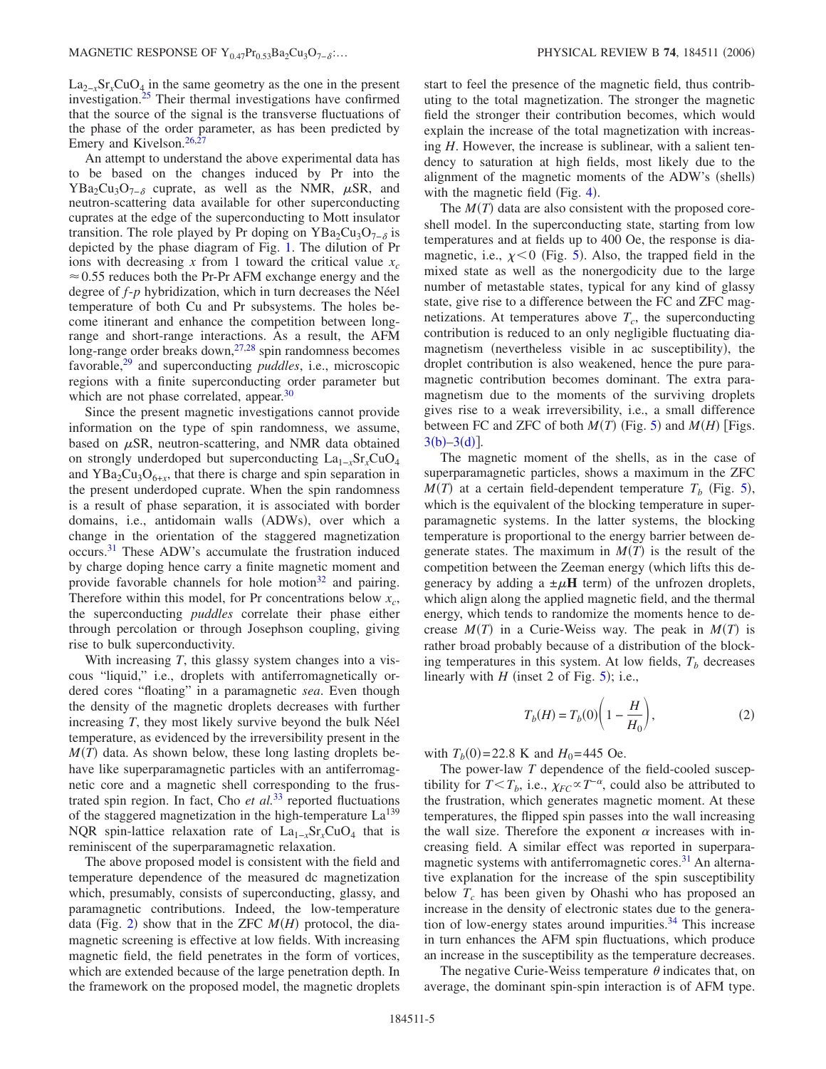$La_{2-x}Sr_xCuO_4$ in the same geometry as the one in the present investigation.[25] Their thermal investigations have confirmed that the source of the signal is the transverse fluctuations of the phase of the order parameter, as has been predicted by Emery and Kivelson.[26,27]

An attempt to understand the above experimental data has to be based on the changes induced by Pr into the $YBa_2Cu_3O_{7-\delta}$ cuprate, as well as the NMR, $\mu$SR, and neutron-scattering data available for other superconducting cuprates at the edge of the superconducting to Mott insulator transition. The role played by Pr doping on $YBa_2Cu_3O_{7-\delta}$ is depicted by the phase diagram of Fig. 1. The dilution of Pr ions with decreasing $x$ from 1 toward the critical value $x_c \approx 0.55$ reduces both the Pr-Pr AFM exchange energy and the degree of $f$-$p$ hybridization, which in turn decreases the Néel temperature of both Cu and Pr subsystems. The holes become itinerant and enhance the competition between long-range and short-range interactions. As a result, the AFM long-range order breaks down,[27,28] spin randomness becomes favorable,[29] and superconducting *puddles*, i.e., microscopic regions with a finite superconducting order parameter but which are not phase correlated, appear.[30]

Since the present magnetic investigations cannot provide information on the type of spin randomness, we assume, based on $\mu$SR, neutron-scattering, and NMR data obtained on strongly underdoped but superconducting $La_{1-x}Sr_xCuO_4$ and $YBa_2Cu_3O_{6+x}$, that there is charge and spin separation in the present underdoped cuprate. When the spin randomness is a result of phase separation, it is associated with border domains, i.e., antidomain walls (ADWs), over which a change in the orientation of the staggered magnetization occurs.[31] These ADW's accumulate the frustration induced by charge doping hence carry a finite magnetic moment and provide favorable channels for hole motion[32] and pairing. Therefore within this model, for Pr concentrations below $x_c$, the superconducting *puddles* correlate their phase either through percolation or through Josephson coupling, giving rise to bulk superconductivity.

With increasing $T$, this glassy system changes into a viscous "liquid," i.e., droplets with antiferromagnetically ordered cores "floating" in a paramagnetic *sea*. Even though the density of the magnetic droplets decreases with further increasing $T$, they most likely survive beyond the bulk Néel temperature, as evidenced by the irreversibility present in the $M(T)$ data. As shown below, these long lasting droplets behave like superparamagnetic particles with an antiferromagnetic core and a magnetic shell corresponding to the frustrated spin region. In fact, Cho *et al.*[33] reported fluctuations of the staggered magnetization in the high-temperature $La^{139}$ NQR spin-lattice relaxation rate of $La_{1-x}Sr_xCuO_4$ that is reminiscent of the superparamagnetic relaxation.

The above proposed model is consistent with the field and temperature dependence of the measured dc magnetization which, presumably, consists of superconducting, glassy, and paramagnetic contributions. Indeed, the low-temperature data (Fig. 2) show that in the ZFC $M(H)$ protocol, the diamagnetic screening is effective at low fields. With increasing magnetic field, the field penetrates in the form of vortices, which are extended because of the large penetration depth. In the framework on the proposed model, the magnetic droplets start to feel the presence of the magnetic field, thus contributing to the total magnetization. The stronger the magnetic field the stronger their contribution becomes, which would explain the increase of the total magnetization with increasing $H$. However, the increase is sublinear, with a salient tendency to saturation at high fields, most likely due to the alignment of the magnetic moments of the ADW's (shells) with the magnetic field (Fig. 4).

The $M(T)$ data are also consistent with the proposed core-shell model. In the superconducting state, starting from low temperatures and at fields up to 400 Oe, the response is diamagnetic, i.e., $\chi < 0$ (Fig. 5). Also, the trapped field in the mixed state as well as the nonergodicity due to the large number of metastable states, typical for any kind of glassy state, give rise to a difference between the FC and ZFC magnetizations. At temperatures above $T_c$, the superconducting contribution is reduced to an only negligible fluctuating diamagnetism (nevertheless visible in ac susceptibility), the droplet contribution is also weakened, hence the pure paramagnetic contribution becomes dominant. The extra paramagnetism due to the moments of the surviving droplets gives rise to a weak irreversibility, i.e., a small difference between FC and ZFC of both $M(T)$ (Fig. 5) and $M(H)$ [Figs. 3(b)–3(d)].

The magnetic moment of the shells, as in the case of superparamagnetic particles, shows a maximum in the ZFC $M(T)$ at a certain field-dependent temperature $T_b$ (Fig. 5), which is the equivalent of the blocking temperature in superparamagnetic systems. In the latter systems, the blocking temperature is proportional to the energy barrier between degenerate states. The maximum in $M(T)$ is the result of the competition between the Zeeman energy (which lifts this degeneracy by adding a $\pm\mu\mathbf{H}$ term) of the unfrozen droplets, which align along the applied magnetic field, and the thermal energy, which tends to randomize the moments hence to decrease $M(T)$ in a Curie-Weiss way. The peak in $M(T)$ is rather broad probably because of a distribution of the blocking temperatures in this system. At low fields, $T_b$ decreases linearly with $H$ (inset 2 of Fig. 5); i.e.,

$$T_b(H) = T_b(0)\left(1 - \frac{H}{H_0}\right), \tag{2}$$

with $T_b(0) = 22.8$ K and $H_0 = 445$ Oe.

The power-law $T$ dependence of the field-cooled susceptibility for $T < T_b$, i.e., $\chi_{FC} \propto T^{-\alpha}$, could also be attributed to the frustration, which generates magnetic moment. At these temperatures, the flipped spin passes into the wall increasing the wall size. Therefore the exponent $\alpha$ increases with increasing field. A similar effect was reported in superparamagnetic systems with antiferromagnetic cores.[31] An alternative explanation for the increase of the spin susceptibility below $T_c$ has been given by Ohashi who has proposed an increase in the density of electronic states due to the generation of low-energy states around impurities.[34] This increase in turn enhances the AFM spin fluctuations, which produce an increase in the susceptibility as the temperature decreases.

The negative Curie-Weiss temperature $\theta$ indicates that, on average, the dominant spin-spin interaction is of AFM type.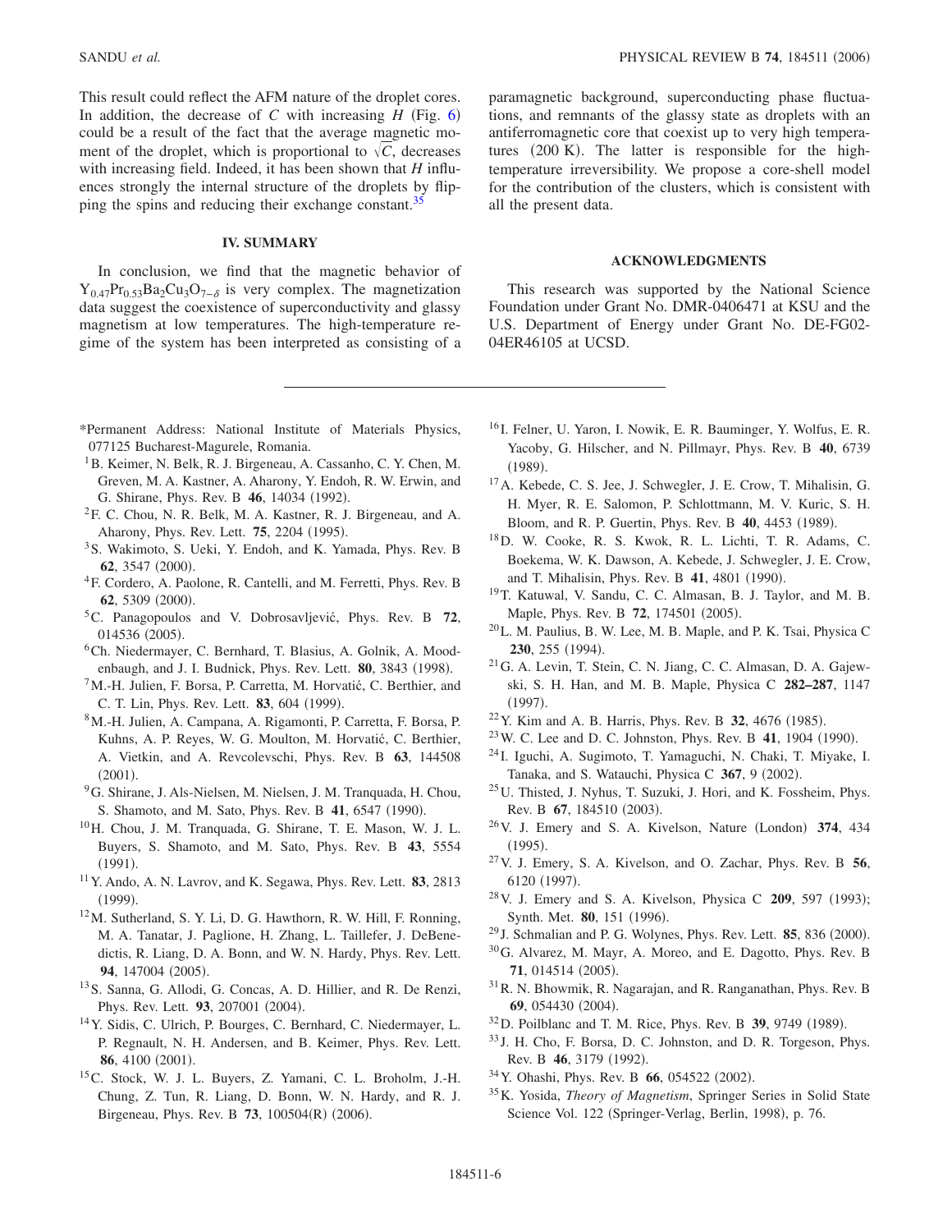This result could reflect the AFM nature of the droplet cores. In addition, the decrease of $C$ with increasing $H$ (Fig. 6) could be a result of the fact that the average magnetic moment of the droplet, which is proportional to $\sqrt{C}$, decreases with increasing field. Indeed, it has been shown that $H$ influences strongly the internal structure of the droplets by flipping the spins and reducing their exchange constant.[35]

## IV. SUMMARY

In conclusion, we find that the magnetic behavior of $Y_{0.47}Pr_{0.53}Ba_2Cu_3O_{7-\delta}$ is very complex. The magnetization data suggest the coexistence of superconductivity and glassy magnetism at low temperatures. The high-temperature regime of the system has been interpreted as consisting of a paramagnetic background, superconducting phase fluctuations, and remnants of the glassy state as droplets with an antiferromagnetic core that coexist up to very high temperatures (200 K). The latter is responsible for the high-temperature irreversibility. We propose a core-shell model for the contribution of the clusters, which is consistent with all the present data.

## ACKNOWLEDGMENTS

This research was supported by the National Science Foundation under Grant No. DMR-0406471 at KSU and the U.S. Department of Energy under Grant No. DE-FG02-04ER46105 at UCSD.

---

*Permanent Address: National Institute of Materials Physics, 077125 Bucharest-Magurele, Romania.

[1] B. Keimer, N. Belk, R. J. Birgeneau, A. Cassanho, C. Y. Chen, M. Greven, M. A. Kastner, A. Aharony, Y. Endoh, R. W. Erwin, and G. Shirane, Phys. Rev. B **46**, 14034 (1992).

[2] F. C. Chou, N. R. Belk, M. A. Kastner, R. J. Birgeneau, and A. Aharony, Phys. Rev. Lett. **75**, 2204 (1995).

[3] S. Wakimoto, S. Ueki, Y. Endoh, and K. Yamada, Phys. Rev. B **62**, 3547 (2000).

[4] F. Cordero, A. Paolone, R. Cantelli, and M. Ferretti, Phys. Rev. B **62**, 5309 (2000).

[5] C. Panagopoulos and V. Dobrosavljević, Phys. Rev. B **72**, 014536 (2005).

[6] Ch. Niedermayer, C. Bernhard, T. Blasius, A. Golnik, A. Moodenbaugh, and J. I. Budnick, Phys. Rev. Lett. **80**, 3843 (1998).

[7] M.-H. Julien, F. Borsa, P. Carretta, M. Horvatić, C. Berthier, and C. T. Lin, Phys. Rev. Lett. **83**, 604 (1999).

[8] M.-H. Julien, A. Campana, A. Rigamonti, P. Carretta, F. Borsa, P. Kuhns, A. P. Reyes, W. G. Moulton, M. Horvatić, C. Berthier, A. Vietkin, and A. Revcolevschi, Phys. Rev. B **63**, 144508 (2001).

[9] G. Shirane, J. Als-Nielsen, M. Nielsen, J. M. Tranquada, H. Chou, S. Shamoto, and M. Sato, Phys. Rev. B **41**, 6547 (1990).

[10] H. Chou, J. M. Tranquada, G. Shirane, T. E. Mason, W. J. L. Buyers, S. Shamoto, and M. Sato, Phys. Rev. B **43**, 5554 (1991).

[11] Y. Ando, A. N. Lavrov, and K. Segawa, Phys. Rev. Lett. **83**, 2813 (1999).

[12] M. Sutherland, S. Y. Li, D. G. Hawthorn, R. W. Hill, F. Ronning, M. A. Tanatar, J. Paglione, H. Zhang, L. Taillefer, J. DeBenedictis, R. Liang, D. A. Bonn, and W. N. Hardy, Phys. Rev. Lett. **94**, 147004 (2005).

[13] S. Sanna, G. Allodi, G. Concas, A. D. Hillier, and R. De Renzi, Phys. Rev. Lett. **93**, 207001 (2004).

[14] Y. Sidis, C. Ulrich, P. Bourges, C. Bernhard, C. Niedermayer, L. P. Regnault, N. H. Andersen, and B. Keimer, Phys. Rev. Lett. **86**, 4100 (2001).

[15] C. Stock, W. J. L. Buyers, Z. Yamani, C. L. Broholm, J.-H. Chung, Z. Tun, R. Liang, D. Bonn, W. N. Hardy, and R. J. Birgeneau, Phys. Rev. B **73**, 100504(R) (2006).

[16] I. Felner, U. Yaron, I. Nowik, E. R. Bauminger, Y. Wolfus, E. R. Yacoby, G. Hilscher, and N. Pillmayr, Phys. Rev. B **40**, 6739 (1989).

[17] A. Kebede, C. S. Jee, J. Schwegler, J. E. Crow, T. Mihalisin, G. H. Myer, R. E. Salomon, P. Schlottmann, M. V. Kuric, S. H. Bloom, and R. P. Guertin, Phys. Rev. B **40**, 4453 (1989).

[18] D. W. Cooke, R. S. Kwok, R. L. Lichti, T. R. Adams, C. Boekema, W. K. Dawson, A. Kebede, J. Schwegler, J. E. Crow, and T. Mihalisin, Phys. Rev. B **41**, 4801 (1990).

[19] T. Katuwal, V. Sandu, C. C. Almasan, B. J. Taylor, and M. B. Maple, Phys. Rev. B **72**, 174501 (2005).

[20] L. M. Paulius, B. W. Lee, M. B. Maple, and P. K. Tsai, Physica C **230**, 255 (1994).

[21] G. A. Levin, T. Stein, C. N. Jiang, C. C. Almasan, D. A. Gajewski, S. H. Han, and M. B. Maple, Physica C **282–287**, 1147 (1997).

[22] Y. Kim and A. B. Harris, Phys. Rev. B **32**, 4676 (1985).

[23] W. C. Lee and D. C. Johnston, Phys. Rev. B **41**, 1904 (1990).

[24] I. Iguchi, A. Sugimoto, T. Yamaguchi, N. Chaki, T. Miyake, I. Tanaka, and S. Watauchi, Physica C **367**, 9 (2002).

[25] U. Thisted, J. Nyhus, T. Suzuki, J. Hori, and K. Fossheim, Phys. Rev. B **67**, 184510 (2003).

[26] V. J. Emery and S. A. Kivelson, Nature (London) **374**, 434 (1995).

[27] V. J. Emery, S. A. Kivelson, and O. Zachar, Phys. Rev. B **56**, 6120 (1997).

[28] V. J. Emery and S. A. Kivelson, Physica C **209**, 597 (1993); Synth. Met. **80**, 151 (1996).

[29] J. Schmalian and P. G. Wolynes, Phys. Rev. Lett. **85**, 836 (2000).

[30] G. Alvarez, M. Mayr, A. Moreo, and E. Dagotto, Phys. Rev. B **71**, 014514 (2005).

[31] R. N. Bhowmik, R. Nagarajan, and R. Ranganathan, Phys. Rev. B **69**, 054430 (2004).

[32] D. Poilblanc and T. M. Rice, Phys. Rev. B **39**, 9749 (1989).

[33] J. H. Cho, F. Borsa, D. C. Johnston, and D. R. Torgeson, Phys. Rev. B **46**, 3179 (1992).

[34] Y. Ohashi, Phys. Rev. B **66**, 054522 (2002).

[35] K. Yosida, *Theory of Magnetism*, Springer Series in Solid State Science Vol. 122 (Springer-Verlag, Berlin, 1998), p. 76.